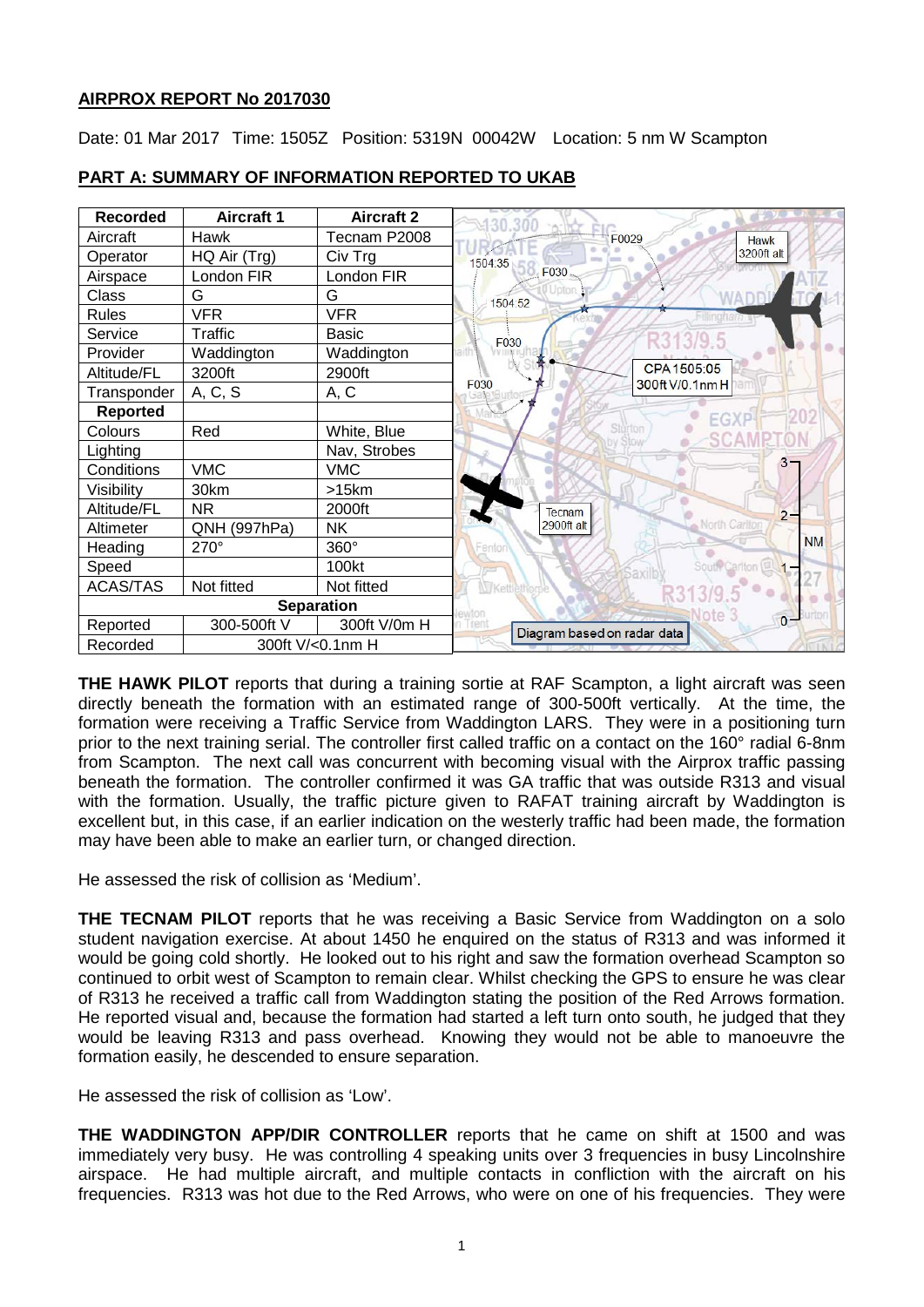## AIRPROX REPORT No 2017030

Date: 01 Mar 2017 Time: 1505Z Position: 5319N 00042W Location: 5 nm W Scampton

### PART A: SUMMARY OF INFORMATION REPORTED TO UKAB

| Recorded | Aircraft 1 | Aircraft 2 |
|---|---|---|
| Aircraft | Hawk | Tecnam P2008 |
| Operator | HQ Air (Trg) | Civ Trg |
| Airspace | London FIR | London FIR |
| Class | G | G |
| Rules | VFR | VFR |
| Service | Traffic | Basic |
| Provider | Waddington | Waddington |
| Altitude/FL | 3200ft | 2900ft |
| Transponder | A, C, S | A, C |
| **Reported** | | |
| Colours | Red | White, Blue |
| Lighting | | Nav, Strobes |
| Conditions | VMC | VMC |
| Visibility | 30km | >15km |
| Altitude/FL | NR | 2000ft |
| Altimeter | QNH (997hPa) | NK |
| Heading | 270° | 360° |
| Speed | | 100kt |
| ACAS/TAS | Not fitted | Not fitted |
| **Separation** | | |
| Reported | 300-500ft V | 300ft V/0m H |
| Recorded | 300ft V/<0.1nm H | |

Diagram based on radar data

**THE HAWK PILOT** reports that during a training sortie at RAF Scampton, a light aircraft was seen directly beneath the formation with an estimated range of 300-500ft vertically. At the time, the formation were receiving a Traffic Service from Waddington LARS. They were in a positioning turn prior to the next training serial. The controller first called traffic on a contact on the 160° radial 6-8nm from Scampton. The next call was concurrent with becoming visual with the Airprox traffic passing beneath the formation. The controller confirmed it was GA traffic that was outside R313 and visual with the formation. Usually, the traffic picture given to RAFAT training aircraft by Waddington is excellent but, in this case, if an earlier indication on the westerly traffic had been made, the formation may have been able to make an earlier turn, or changed direction.

He assessed the risk of collision as 'Medium'.

**THE TECNAM PILOT** reports that he was receiving a Basic Service from Waddington on a solo student navigation exercise. At about 1450 he enquired on the status of R313 and was informed it would be going cold shortly. He looked out to his right and saw the formation overhead Scampton so continued to orbit west of Scampton to remain clear. Whilst checking the GPS to ensure he was clear of R313 he received a traffic call from Waddington stating the position of the Red Arrows formation. He reported visual and, because the formation had started a left turn onto south, he judged that they would be leaving R313 and pass overhead. Knowing they would not be able to manoeuvre the formation easily, he descended to ensure separation.

He assessed the risk of collision as 'Low'.

**THE WADDINGTON APP/DIR CONTROLLER** reports that he came on shift at 1500 and was immediately very busy. He was controlling 4 speaking units over 3 frequencies in busy Lincolnshire airspace. He had multiple aircraft, and multiple contacts in confliction with the aircraft on his frequencies. R313 was hot due to the Red Arrows, who were on one of his frequencies. They were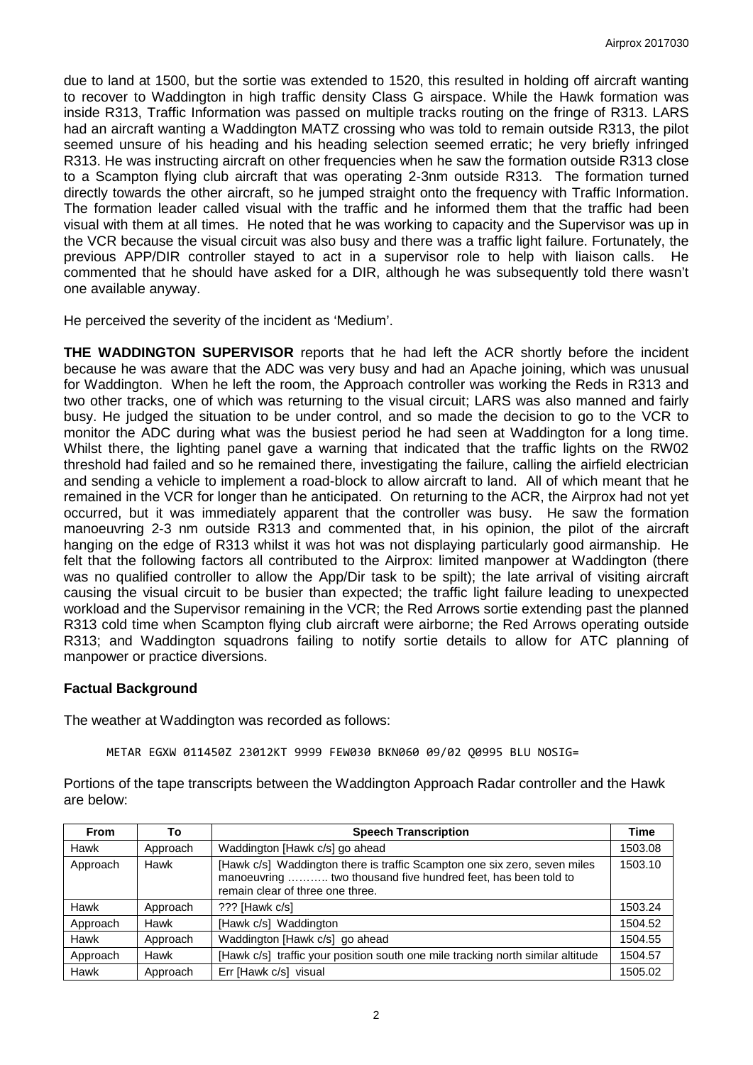due to land at 1500, but the sortie was extended to 1520, this resulted in holding off aircraft wanting to recover to Waddington in high traffic density Class G airspace. While the Hawk formation was inside R313, Traffic Information was passed on multiple tracks routing on the fringe of R313. LARS had an aircraft wanting a Waddington MATZ crossing who was told to remain outside R313, the pilot seemed unsure of his heading and his heading selection seemed erratic; he very briefly infringed R313. He was instructing aircraft on other frequencies when he saw the formation outside R313 close to a Scampton flying club aircraft that was operating 2-3nm outside R313. The formation turned directly towards the other aircraft, so he jumped straight onto the frequency with Traffic Information. The formation leader called visual with the traffic and he informed them that the traffic had been visual with them at all times. He noted that he was working to capacity and the Supervisor was up in the VCR because the visual circuit was also busy and there was a traffic light failure. Fortunately, the previous APP/DIR controller stayed to act in a supervisor role to help with liaison calls. He commented that he should have asked for a DIR, although he was subsequently told there wasn't one available anyway.

He perceived the severity of the incident as 'Medium'.

**THE WADDINGTON SUPERVISOR** reports that he had left the ACR shortly before the incident because he was aware that the ADC was very busy and had an Apache joining, which was unusual for Waddington. When he left the room, the Approach controller was working the Reds in R313 and two other tracks, one of which was returning to the visual circuit; LARS was also manned and fairly busy. He judged the situation to be under control, and so made the decision to go to the VCR to monitor the ADC during what was the busiest period he had seen at Waddington for a long time. Whilst there, the lighting panel gave a warning that indicated that the traffic lights on the RW02 threshold had failed and so he remained there, investigating the failure, calling the airfield electrician and sending a vehicle to implement a road-block to allow aircraft to land. All of which meant that he remained in the VCR for longer than he anticipated. On returning to the ACR, the Airprox had not yet occurred, but it was immediately apparent that the controller was busy. He saw the formation manoeuvring 2-3 nm outside R313 and commented that, in his opinion, the pilot of the aircraft hanging on the edge of R313 whilst it was hot was not displaying particularly good airmanship. He felt that the following factors all contributed to the Airprox: limited manpower at Waddington (there was no qualified controller to allow the App/Dir task to be spilt); the late arrival of visiting aircraft causing the visual circuit to be busier than expected; the traffic light failure leading to unexpected workload and the Supervisor remaining in the VCR; the Red Arrows sortie extending past the planned R313 cold time when Scampton flying club aircraft were airborne; the Red Arrows operating outside R313; and Waddington squadrons failing to notify sortie details to allow for ATC planning of manpower or practice diversions.

## Factual Background

The weather at Waddington was recorded as follows:

```
METAR EGXW 011450Z 23012KT 9999 FEW030 BKN060 09/02 Q0995 BLU NOSIG=
```

Portions of the tape transcripts between the Waddington Approach Radar controller and the Hawk are below:

| From | To | Speech Transcription | Time |
|---|---|---|---|
| Hawk | Approach | Waddington [Hawk c/s] go ahead | 1503.08 |
| Approach | Hawk | [Hawk c/s] Waddington there is traffic Scampton one six zero, seven miles manoeuvring ……….. two thousand five hundred feet, has been told to remain clear of three one three. | 1503.10 |
| Hawk | Approach | ??? [Hawk c/s] | 1503.24 |
| Approach | Hawk | [Hawk c/s] Waddington | 1504.52 |
| Hawk | Approach | Waddington [Hawk c/s] go ahead | 1504.55 |
| Approach | Hawk | [Hawk c/s] traffic your position south one mile tracking north similar altitude | 1504.57 |
| Hawk | Approach | Err [Hawk c/s] visual | 1505.02 |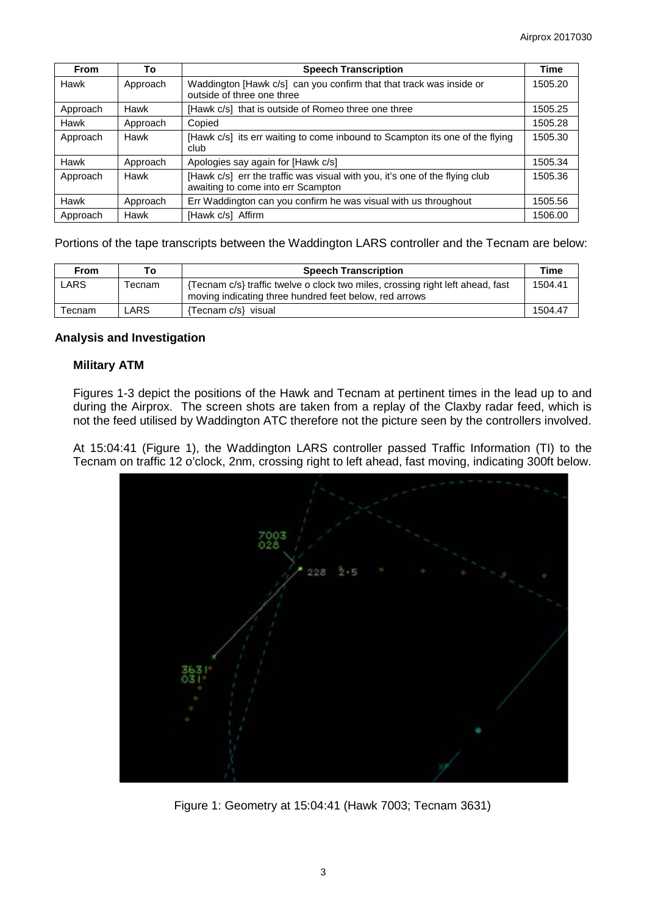| From | To | Speech Transcription | Time |
|---|---|---|---|
| Hawk | Approach | Waddington [Hawk c/s] can you confirm that that track was inside or outside of three one three | 1505.20 |
| Approach | Hawk | [Hawk c/s] that is outside of Romeo three one three | 1505.25 |
| Hawk | Approach | Copied | 1505.28 |
| Approach | Hawk | [Hawk c/s] its err waiting to come inbound to Scampton its one of the flying club | 1505.30 |
| Hawk | Approach | Apologies say again for [Hawk c/s] | 1505.34 |
| Approach | Hawk | [Hawk c/s] err the traffic was visual with you, it's one of the flying club awaiting to come into err Scampton | 1505.36 |
| Hawk | Approach | Err Waddington can you confirm he was visual with us throughout | 1505.56 |
| Approach | Hawk | [Hawk c/s] Affirm | 1506.00 |

Portions of the tape transcripts between the Waddington LARS controller and the Tecnam are below:

| From | To | Speech Transcription | Time |
|---|---|---|---|
| LARS | Tecnam | {Tecnam c/s} traffic twelve o clock two miles, crossing right left ahead, fast moving indicating three hundred feet below, red arrows | 1504.41 |
| Tecnam | LARS | {Tecnam c/s} visual | 1504.47 |

## Analysis and Investigation

### Military ATM

Figures 1-3 depict the positions of the Hawk and Tecnam at pertinent times in the lead up to and during the Airprox. The screen shots are taken from a replay of the Claxby radar feed, which is not the feed utilised by Waddington ATC therefore not the picture seen by the controllers involved.

At 15:04:41 (Figure 1), the Waddington LARS controller passed Traffic Information (TI) to the Tecnam on traffic 12 o'clock, 2nm, crossing right to left ahead, fast moving, indicating 300ft below.

Figure 1: Geometry at 15:04:41 (Hawk 7003; Tecnam 3631)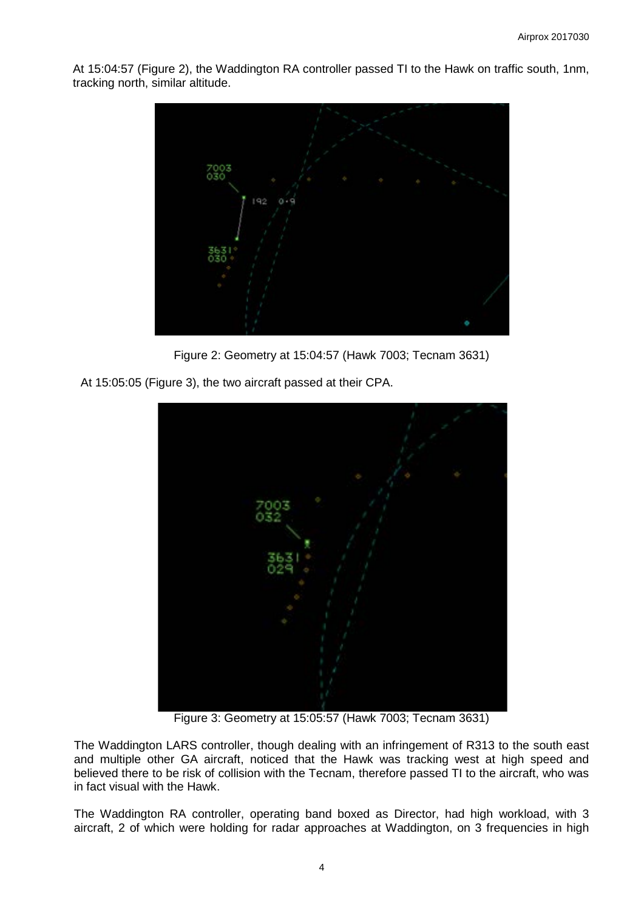At 15:04:57 (Figure 2), the Waddington RA controller passed TI to the Hawk on traffic south, 1nm, tracking north, similar altitude.

Figure 2: Geometry at 15:04:57 (Hawk 7003; Tecnam 3631)

At 15:05:05 (Figure 3), the two aircraft passed at their CPA.

Figure 3: Geometry at 15:05:57 (Hawk 7003; Tecnam 3631)

The Waddington LARS controller, though dealing with an infringement of R313 to the south east and multiple other GA aircraft, noticed that the Hawk was tracking west at high speed and believed there to be risk of collision with the Tecnam, therefore passed TI to the aircraft, who was in fact visual with the Hawk.

The Waddington RA controller, operating band boxed as Director, had high workload, with 3 aircraft, 2 of which were holding for radar approaches at Waddington, on 3 frequencies in high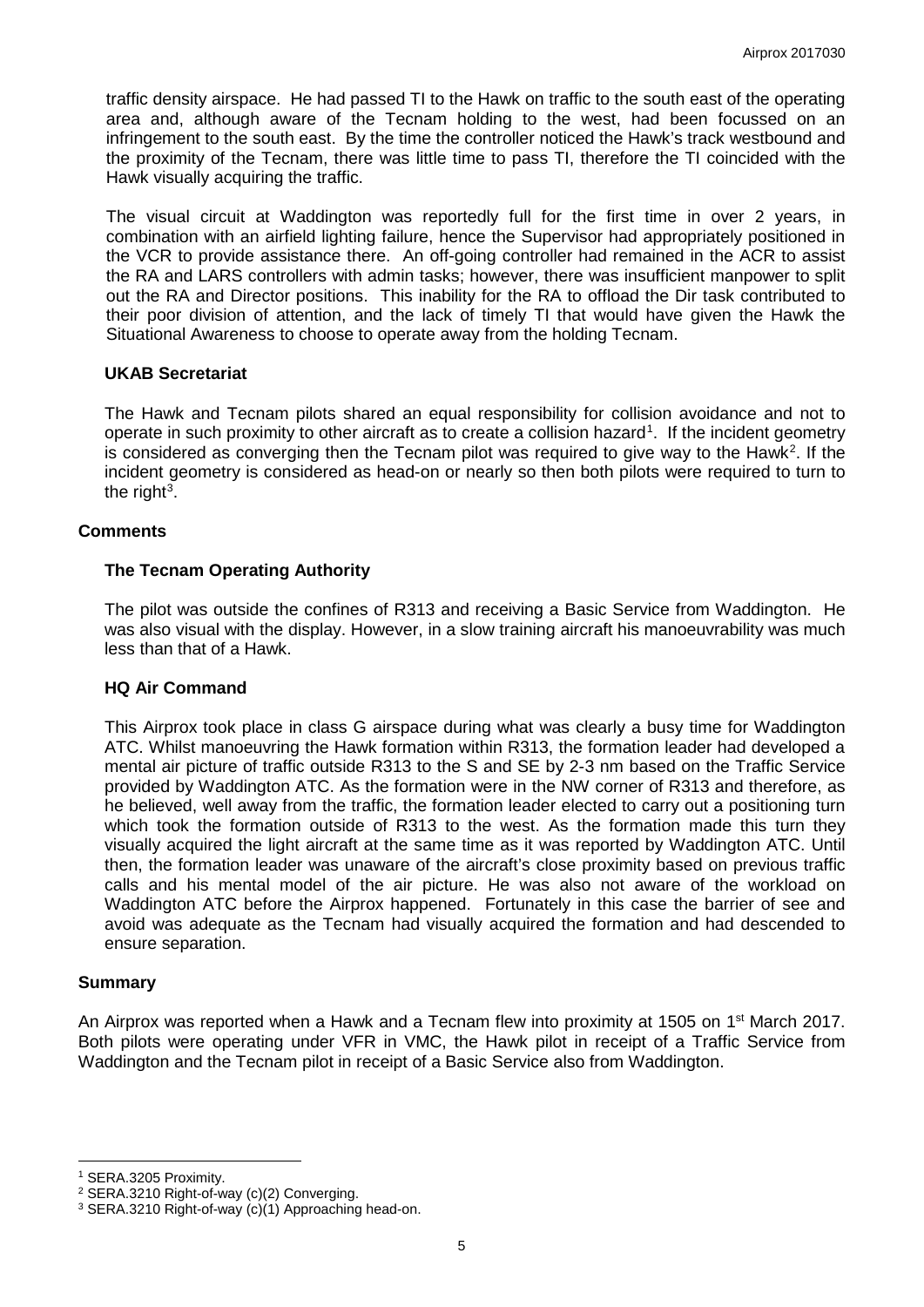traffic density airspace. He had passed TI to the Hawk on traffic to the south east of the operating area and, although aware of the Tecnam holding to the west, had been focussed on an infringement to the south east. By the time the controller noticed the Hawk's track westbound and the proximity of the Tecnam, there was little time to pass TI, therefore the TI coincided with the Hawk visually acquiring the traffic.

The visual circuit at Waddington was reportedly full for the first time in over 2 years, in combination with an airfield lighting failure, hence the Supervisor had appropriately positioned in the VCR to provide assistance there. An off-going controller had remained in the ACR to assist the RA and LARS controllers with admin tasks; however, there was insufficient manpower to split out the RA and Director positions. This inability for the RA to offload the Dir task contributed to their poor division of attention, and the lack of timely TI that would have given the Hawk the Situational Awareness to choose to operate away from the holding Tecnam.

### UKAB Secretariat

The Hawk and Tecnam pilots shared an equal responsibility for collision avoidance and not to operate in such proximity to other aircraft as to create a collision hazard[1]. If the incident geometry is considered as converging then the Tecnam pilot was required to give way to the Hawk[2]. If the incident geometry is considered as head-on or nearly so then both pilots were required to turn to the right[3].

## Comments

### The Tecnam Operating Authority

The pilot was outside the confines of R313 and receiving a Basic Service from Waddington. He was also visual with the display. However, in a slow training aircraft his manoeuvrability was much less than that of a Hawk.

### HQ Air Command

This Airprox took place in class G airspace during what was clearly a busy time for Waddington ATC. Whilst manoeuvring the Hawk formation within R313, the formation leader had developed a mental air picture of traffic outside R313 to the S and SE by 2-3 nm based on the Traffic Service provided by Waddington ATC. As the formation were in the NW corner of R313 and therefore, as he believed, well away from the traffic, the formation leader elected to carry out a positioning turn which took the formation outside of R313 to the west. As the formation made this turn they visually acquired the light aircraft at the same time as it was reported by Waddington ATC. Until then, the formation leader was unaware of the aircraft's close proximity based on previous traffic calls and his mental model of the air picture. He was also not aware of the workload on Waddington ATC before the Airprox happened. Fortunately in this case the barrier of see and avoid was adequate as the Tecnam had visually acquired the formation and had descended to ensure separation.

## Summary

An Airprox was reported when a Hawk and a Tecnam flew into proximity at 1505 on 1st March 2017. Both pilots were operating under VFR in VMC, the Hawk pilot in receipt of a Traffic Service from Waddington and the Tecnam pilot in receipt of a Basic Service also from Waddington.

---

[1] SERA.3205 Proximity.

[2] SERA.3210 Right-of-way (c)(2) Converging.

[3] SERA.3210 Right-of-way (c)(1) Approaching head-on.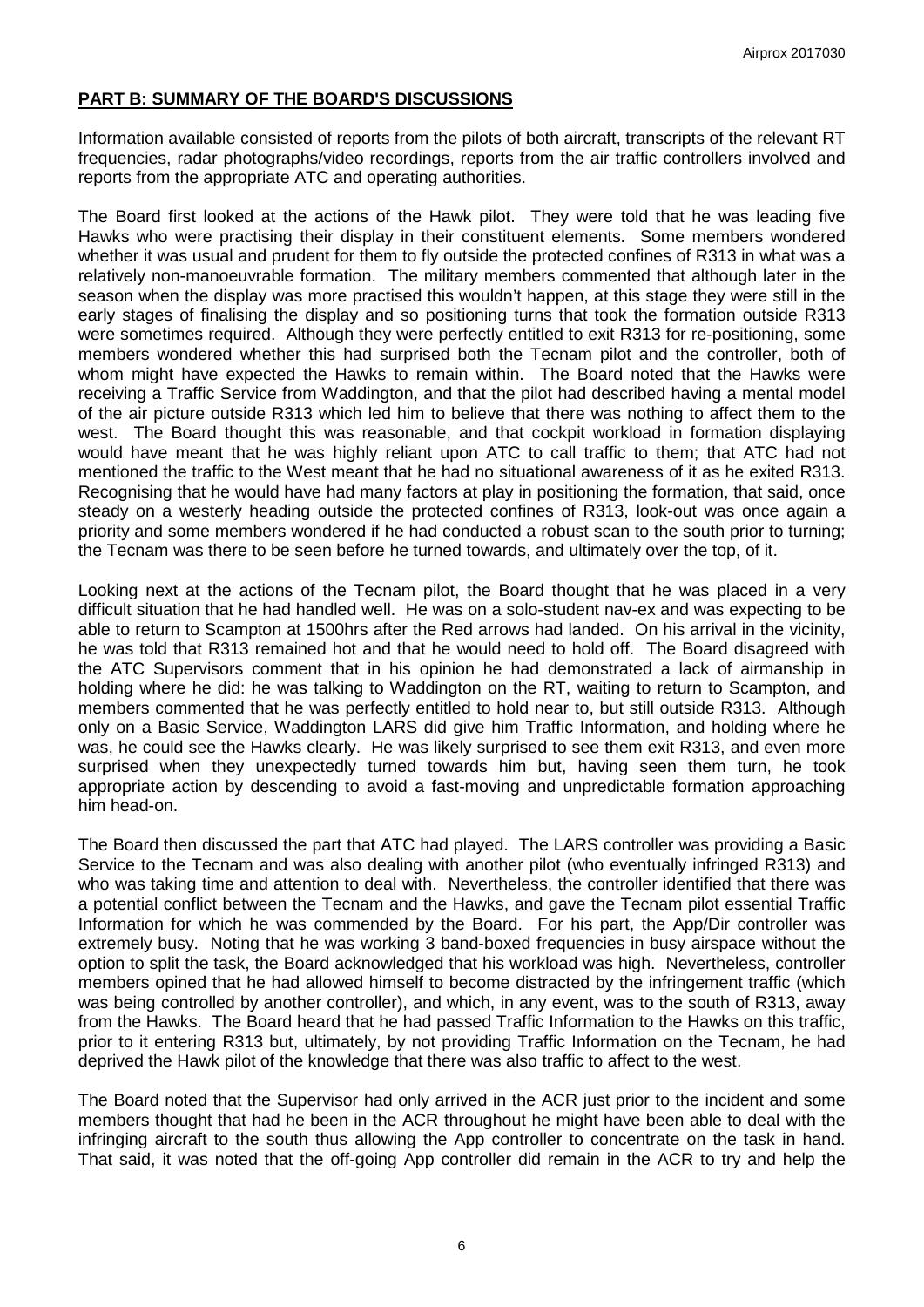## PART B: SUMMARY OF THE BOARD'S DISCUSSIONS

Information available consisted of reports from the pilots of both aircraft, transcripts of the relevant RT frequencies, radar photographs/video recordings, reports from the air traffic controllers involved and reports from the appropriate ATC and operating authorities.

The Board first looked at the actions of the Hawk pilot. They were told that he was leading five Hawks who were practising their display in their constituent elements. Some members wondered whether it was usual and prudent for them to fly outside the protected confines of R313 in what was a relatively non-manoeuvrable formation. The military members commented that although later in the season when the display was more practised this wouldn't happen, at this stage they were still in the early stages of finalising the display and so positioning turns that took the formation outside R313 were sometimes required. Although they were perfectly entitled to exit R313 for re-positioning, some members wondered whether this had surprised both the Tecnam pilot and the controller, both of whom might have expected the Hawks to remain within. The Board noted that the Hawks were receiving a Traffic Service from Waddington, and that the pilot had described having a mental model of the air picture outside R313 which led him to believe that there was nothing to affect them to the west. The Board thought this was reasonable, and that cockpit workload in formation displaying would have meant that he was highly reliant upon ATC to call traffic to them; that ATC had not mentioned the traffic to the West meant that he had no situational awareness of it as he exited R313. Recognising that he would have had many factors at play in positioning the formation, that said, once steady on a westerly heading outside the protected confines of R313, look-out was once again a priority and some members wondered if he had conducted a robust scan to the south prior to turning; the Tecnam was there to be seen before he turned towards, and ultimately over the top, of it.

Looking next at the actions of the Tecnam pilot, the Board thought that he was placed in a very difficult situation that he had handled well. He was on a solo-student nav-ex and was expecting to be able to return to Scampton at 1500hrs after the Red arrows had landed. On his arrival in the vicinity, he was told that R313 remained hot and that he would need to hold off. The Board disagreed with the ATC Supervisors comment that in his opinion he had demonstrated a lack of airmanship in holding where he did: he was talking to Waddington on the RT, waiting to return to Scampton, and members commented that he was perfectly entitled to hold near to, but still outside R313. Although only on a Basic Service, Waddington LARS did give him Traffic Information, and holding where he was, he could see the Hawks clearly. He was likely surprised to see them exit R313, and even more surprised when they unexpectedly turned towards him but, having seen them turn, he took appropriate action by descending to avoid a fast-moving and unpredictable formation approaching him head-on.

The Board then discussed the part that ATC had played. The LARS controller was providing a Basic Service to the Tecnam and was also dealing with another pilot (who eventually infringed R313) and who was taking time and attention to deal with. Nevertheless, the controller identified that there was a potential conflict between the Tecnam and the Hawks, and gave the Tecnam pilot essential Traffic Information for which he was commended by the Board. For his part, the App/Dir controller was extremely busy. Noting that he was working 3 band-boxed frequencies in busy airspace without the option to split the task, the Board acknowledged that his workload was high. Nevertheless, controller members opined that he had allowed himself to become distracted by the infringement traffic (which was being controlled by another controller), and which, in any event, was to the south of R313, away from the Hawks. The Board heard that he had passed Traffic Information to the Hawks on this traffic, prior to it entering R313 but, ultimately, by not providing Traffic Information on the Tecnam, he had deprived the Hawk pilot of the knowledge that there was also traffic to affect to the west.

The Board noted that the Supervisor had only arrived in the ACR just prior to the incident and some members thought that had he been in the ACR throughout he might have been able to deal with the infringing aircraft to the south thus allowing the App controller to concentrate on the task in hand. That said, it was noted that the off-going App controller did remain in the ACR to try and help the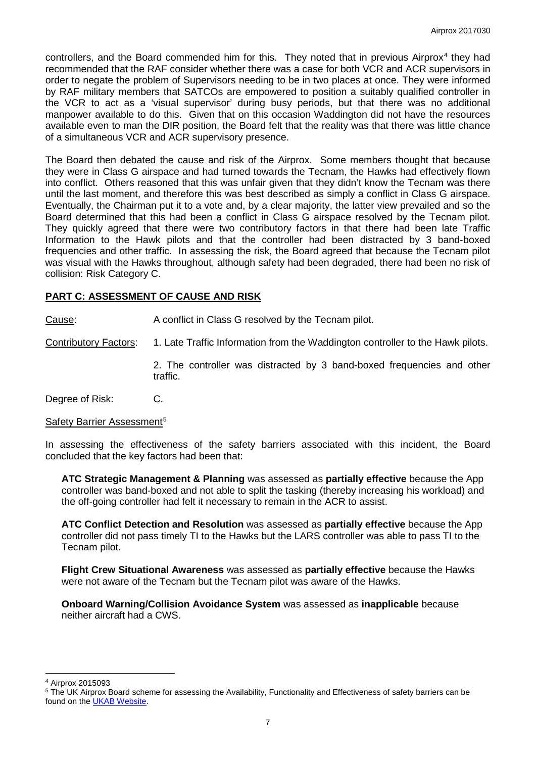controllers, and the Board commended him for this. They noted that in previous Airprox[4] they had recommended that the RAF consider whether there was a case for both VCR and ACR supervisors in order to negate the problem of Supervisors needing to be in two places at once. They were informed by RAF military members that SATCOs are empowered to position a suitably qualified controller in the VCR to act as a 'visual supervisor' during busy periods, but that there was no additional manpower available to do this. Given that on this occasion Waddington did not have the resources available even to man the DIR position, the Board felt that the reality was that there was little chance of a simultaneous VCR and ACR supervisory presence.

The Board then debated the cause and risk of the Airprox. Some members thought that because they were in Class G airspace and had turned towards the Tecnam, the Hawks had effectively flown into conflict. Others reasoned that this was unfair given that they didn't know the Tecnam was there until the last moment, and therefore this was best described as simply a conflict in Class G airspace. Eventually, the Chairman put it to a vote and, by a clear majority, the latter view prevailed and so the Board determined that this had been a conflict in Class G airspace resolved by the Tecnam pilot. They quickly agreed that there were two contributory factors in that there had been late Traffic Information to the Hawk pilots and that the controller had been distracted by 3 band-boxed frequencies and other traffic. In assessing the risk, the Board agreed that because the Tecnam pilot was visual with the Hawks throughout, although safety had been degraded, there had been no risk of collision: Risk Category C.

## PART C: ASSESSMENT OF CAUSE AND RISK

Cause: A conflict in Class G resolved by the Tecnam pilot.

Contributory Factors:

1. Late Traffic Information from the Waddington controller to the Hawk pilots.
2. The controller was distracted by 3 band-boxed frequencies and other traffic.

Degree of Risk: C.

Safety Barrier Assessment[5]

In assessing the effectiveness of the safety barriers associated with this incident, the Board concluded that the key factors had been that:

**ATC Strategic Management & Planning** was assessed as **partially effective** because the App controller was band-boxed and not able to split the tasking (thereby increasing his workload) and the off-going controller had felt it necessary to remain in the ACR to assist.

**ATC Conflict Detection and Resolution** was assessed as **partially effective** because the App controller did not pass timely TI to the Hawks but the LARS controller was able to pass TI to the Tecnam pilot.

**Flight Crew Situational Awareness** was assessed as **partially effective** because the Hawks were not aware of the Tecnam but the Tecnam pilot was aware of the Hawks.

**Onboard Warning/Collision Avoidance System** was assessed as **inapplicable** because neither aircraft had a CWS.

---

[4] Airprox 2015093

[5] The UK Airprox Board scheme for assessing the Availability, Functionality and Effectiveness of safety barriers can be found on the UKAB Website.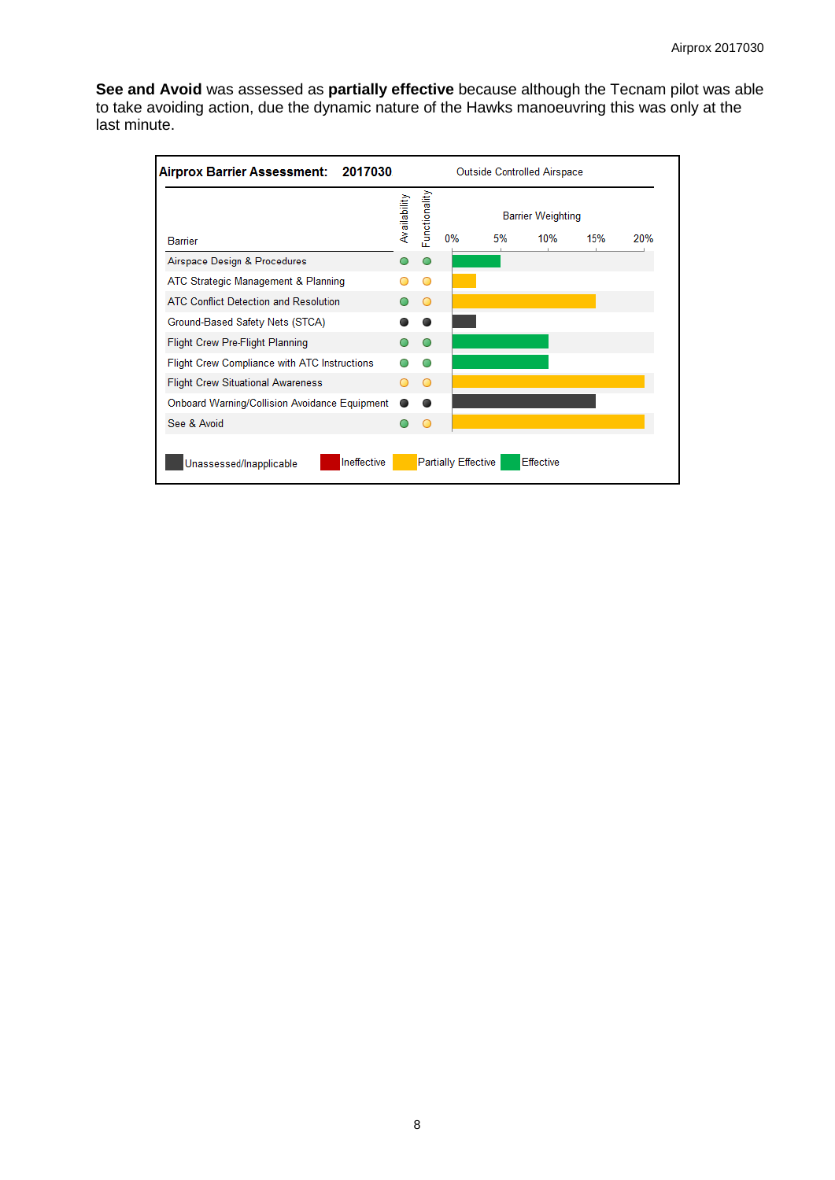**See and Avoid** was assessed as **partially effective** because although the Tecnam pilot was able to take avoiding action, due the dynamic nature of the Hawks manoeuvring this was only at the last minute.

**Airprox Barrier Assessment: 2017030**

Outside Controlled Airspace

Barrier

Availability

Functionality

Barrier Weighting

0%
5%
10%
15%
20%

Airspace Design & Procedures
ATC Strategic Management & Planning
ATC Conflict Detection and Resolution
Ground-Based Safety Nets (STCA)
Flight Crew Pre-Flight Planning
Flight Crew Compliance with ATC Instructions
Flight Crew Situational Awareness
Onboard Warning/Collision Avoidance Equipment
See & Avoid

Unassessed/Inapplicable
Ineffective
Partially Effective
Effective